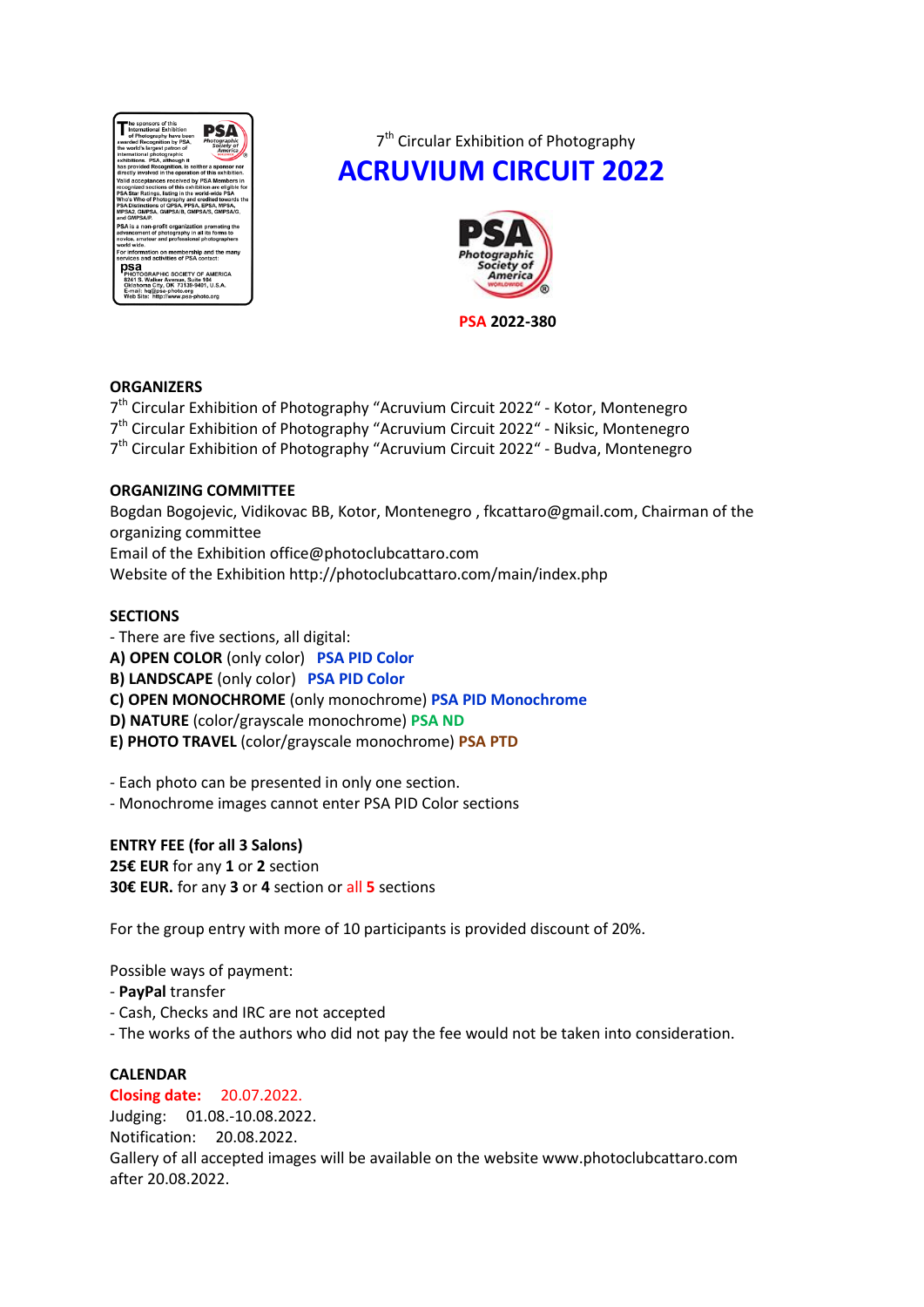7th Circular Exhibition of Photography

# ACRUVIUM CIRCUIT 2022

PSA 2022-380

## ORGANIZERS

7th Circular Exhibition of Photography “Acruvium Circuit 2022“ - Kotor, Montenegro
7th Circular Exhibition of Photography “Acruvium Circuit 2022“ - Niksic, Montenegro
7th Circular Exhibition of Photography “Acruvium Circuit 2022“ - Budva, Montenegro

## ORGANIZING COMMITTEE

Bogdan Bogojevic, Vidikovac BB, Kotor, Montenegro , fkcattaro@gmail.com, Chairman of the organizing committee
Email of the Exhibition office@photoclubcattaro.com
Website of the Exhibition http://photoclubcattaro.com/main/index.php

## SECTIONS

- There are five sections, all digital:

**A) OPEN COLOR** (only color) **PSA PID Color**
**B) LANDSCAPE** (only color) **PSA PID Color**
**C) OPEN MONOCHROME** (only monochrome) **PSA PID Monochrome**
**D) NATURE** (color/grayscale monochrome) **PSA ND**
**E) PHOTO TRAVEL** (color/grayscale monochrome) **PSA PTD**

- Each photo can be presented in only one section.
- Monochrome images cannot enter PSA PID Color sections

## ENTRY FEE (for all 3 Salons)

**25€ EUR** for any **1** or **2** section
**30€ EUR.** for any **3** or **4** section or all **5** sections

For the group entry with more of 10 participants is provided discount of 20%.

Possible ways of payment:
- **PayPal** transfer
- Cash, Checks and IRC are not accepted
- The works of the authors who did not pay the fee would not be taken into consideration.

## CALENDAR

**Closing date:** 20.07.2022.
Judging: 01.08.-10.08.2022.
Notification: 20.08.2022.
Gallery of all accepted images will be available on the website www.photoclubcattaro.com after 20.08.2022.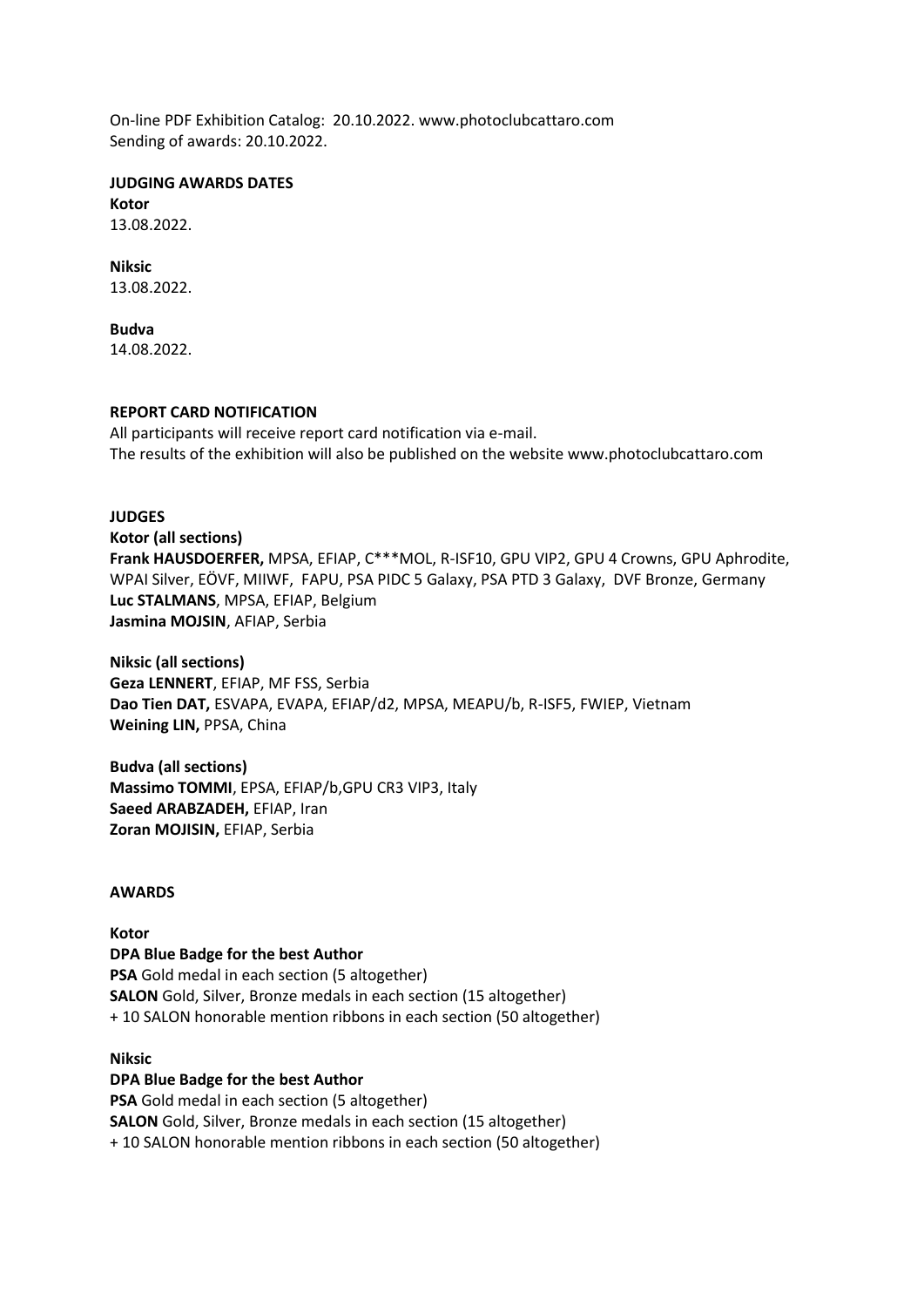On-line PDF Exhibition Catalog: 20.10.2022. www.photoclubcattaro.com
Sending of awards: 20.10.2022.

**JUDGING AWARDS DATES**

**Kotor**
13.08.2022.

**Niksic**
13.08.2022.

**Budva**
14.08.2022.

**REPORT CARD NOTIFICATION**

All participants will receive report card notification via e-mail.
The results of the exhibition will also be published on the website www.photoclubcattaro.com

**JUDGES**

**Kotor (all sections)**
**Frank HAUSDOERFER,** MPSA, EFIAP, C***MOL, R-ISF10, GPU VIP2, GPU 4 Crowns, GPU Aphrodite, WPAI Silver, EÖVF, MIIWF, FAPU, PSA PIDC 5 Galaxy, PSA PTD 3 Galaxy, DVF Bronze, Germany
**Luc STALMANS**, MPSA, EFIAP, Belgium
**Jasmina MOJSIN**, AFIAP, Serbia

**Niksic (all sections)**
**Geza LENNERT**, EFIAP, MF FSS, Serbia
**Dao Tien DAT,** ESVAPA, EVAPA, EFIAP/d2, MPSA, MEAPU/b, R-ISF5, FWIEP, Vietnam
**Weining LIN,** PPSA, China

**Budva (all sections)**
**Massimo TOMMI**, EPSA, EFIAP/b,GPU CR3 VIP3, Italy
**Saeed ARABZADEH,** EFIAP, Iran
**Zoran MOJISIN,** EFIAP, Serbia

**AWARDS**

**Kotor**
**DPA Blue Badge for the best Author**
**PSA** Gold medal in each section (5 altogether)
**SALON** Gold, Silver, Bronze medals in each section (15 altogether)
+ 10 SALON honorable mention ribbons in each section (50 altogether)

**Niksic**
**DPA Blue Badge for the best Author**
**PSA** Gold medal in each section (5 altogether)
**SALON** Gold, Silver, Bronze medals in each section (15 altogether)
+ 10 SALON honorable mention ribbons in each section (50 altogether)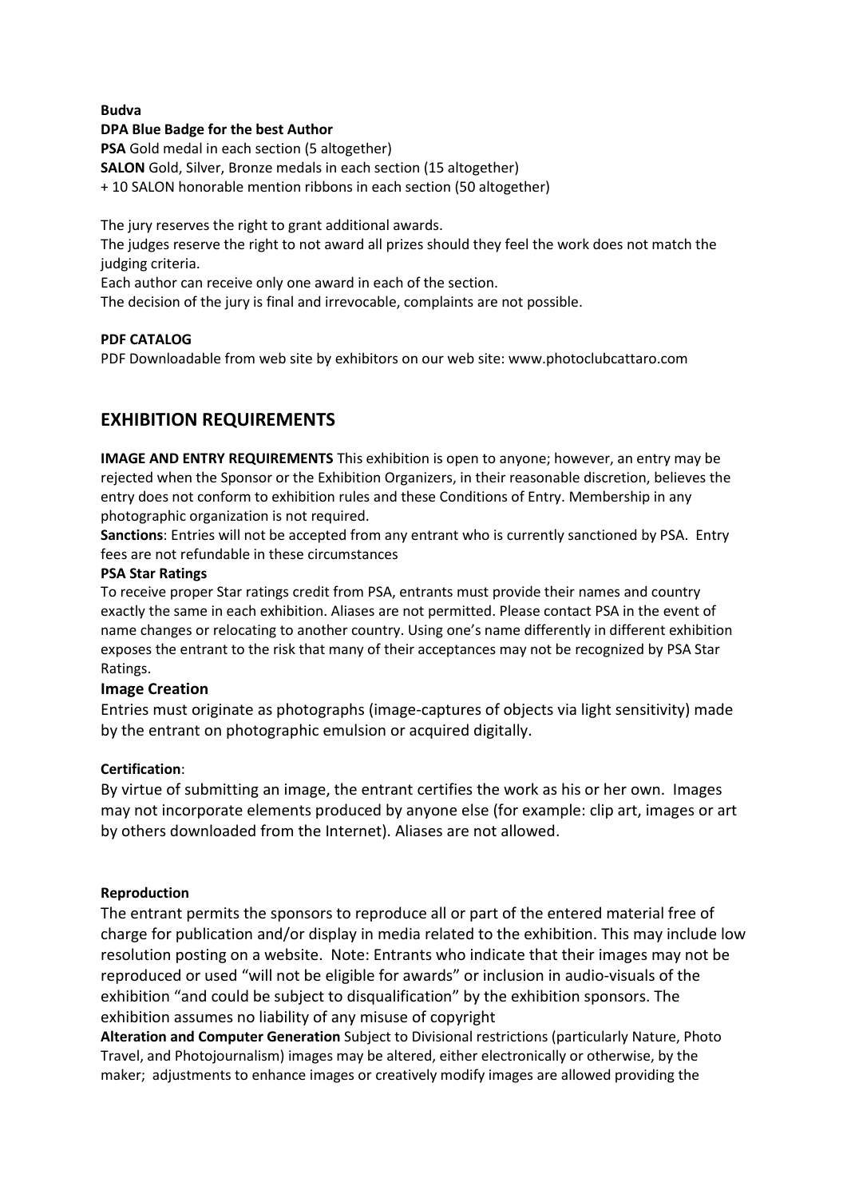**Budva**

**DPA Blue Badge for the best Author**

**PSA** Gold medal in each section (5 altogether)
**SALON** Gold, Silver, Bronze medals in each section (15 altogether)
+ 10 SALON honorable mention ribbons in each section (50 altogether)

The jury reserves the right to grant additional awards.
The judges reserve the right to not award all prizes should they feel the work does not match the judging criteria.
Each author can receive only one award in each of the section.
The decision of the jury is final and irrevocable, complaints are not possible.

**PDF CATALOG**

PDF Downloadable from web site by exhibitors on our web site: www.photoclubcattaro.com

## EXHIBITION REQUIREMENTS

**IMAGE AND ENTRY REQUIREMENTS** This exhibition is open to anyone; however, an entry may be rejected when the Sponsor or the Exhibition Organizers, in their reasonable discretion, believes the entry does not conform to exhibition rules and these Conditions of Entry. Membership in any photographic organization is not required.

**Sanctions**: Entries will not be accepted from any entrant who is currently sanctioned by PSA. Entry fees are not refundable in these circumstances

**PSA Star Ratings**

To receive proper Star ratings credit from PSA, entrants must provide their names and country exactly the same in each exhibition. Aliases are not permitted. Please contact PSA in the event of name changes or relocating to another country. Using one's name differently in different exhibition exposes the entrant to the risk that many of their acceptances may not be recognized by PSA Star Ratings.

### Image Creation

Entries must originate as photographs (image-captures of objects via light sensitivity) made by the entrant on photographic emulsion or acquired digitally.

**Certification**:

By virtue of submitting an image, the entrant certifies the work as his or her own. Images may not incorporate elements produced by anyone else (for example: clip art, images or art by others downloaded from the Internet). Aliases are not allowed.

**Reproduction**

The entrant permits the sponsors to reproduce all or part of the entered material free of charge for publication and/or display in media related to the exhibition. This may include low resolution posting on a website. Note: Entrants who indicate that their images may not be reproduced or used "will not be eligible for awards" or inclusion in audio-visuals of the exhibition "and could be subject to disqualification" by the exhibition sponsors. The exhibition assumes no liability of any misuse of copyright

**Alteration and Computer Generation** Subject to Divisional restrictions (particularly Nature, Photo Travel, and Photojournalism) images may be altered, either electronically or otherwise, by the maker; adjustments to enhance images or creatively modify images are allowed providing the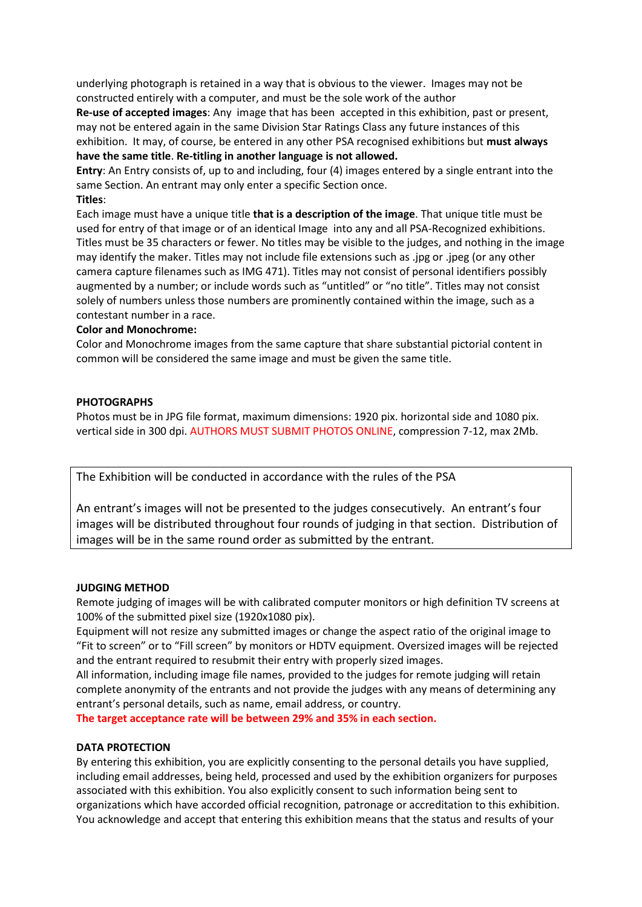underlying photograph is retained in a way that is obvious to the viewer. Images may not be constructed entirely with a computer, and must be the sole work of the author

**Re-use of accepted images**: Any image that has been accepted in this exhibition, past or present, may not be entered again in the same Division Star Ratings Class any future instances of this exhibition. It may, of course, be entered in any other PSA recognised exhibitions but **must always have the same title**. **Re-titling in another language is not allowed.**

**Entry**: An Entry consists of, up to and including, four (4) images entered by a single entrant into the same Section. An entrant may only enter a specific Section once.

**Titles**:

Each image must have a unique title **that is a description of the image**. That unique title must be used for entry of that image or of an identical Image into any and all PSA-Recognized exhibitions. Titles must be 35 characters or fewer. No titles may be visible to the judges, and nothing in the image may identify the maker. Titles may not include file extensions such as .jpg or .jpeg (or any other camera capture filenames such as IMG 471). Titles may not consist of personal identifiers possibly augmented by a number; or include words such as "untitled" or "no title". Titles may not consist solely of numbers unless those numbers are prominently contained within the image, such as a contestant number in a race.

**Color and Monochrome:**

Color and Monochrome images from the same capture that share substantial pictorial content in common will be considered the same image and must be given the same title.

**PHOTOGRAPHS**

Photos must be in JPG file format, maximum dimensions: 1920 pix. horizontal side and 1080 pix. vertical side in 300 dpi. AUTHORS MUST SUBMIT PHOTOS ONLINE, compression 7-12, max 2Mb.

The Exhibition will be conducted in accordance with the rules of the PSA

An entrant's images will not be presented to the judges consecutively. An entrant's four images will be distributed throughout four rounds of judging in that section. Distribution of images will be in the same round order as submitted by the entrant.

**JUDGING METHOD**

Remote judging of images will be with calibrated computer monitors or high definition TV screens at 100% of the submitted pixel size (1920x1080 pix).

Equipment will not resize any submitted images or change the aspect ratio of the original image to "Fit to screen" or to "Fill screen" by monitors or HDTV equipment. Oversized images will be rejected and the entrant required to resubmit their entry with properly sized images.

All information, including image file names, provided to the judges for remote judging will retain complete anonymity of the entrants and not provide the judges with any means of determining any entrant's personal details, such as name, email address, or country.

**The target acceptance rate will be between 29% and 35% in each section.**

**DATA PROTECTION**

By entering this exhibition, you are explicitly consenting to the personal details you have supplied, including email addresses, being held, processed and used by the exhibition organizers for purposes associated with this exhibition. You also explicitly consent to such information being sent to organizations which have accorded official recognition, patronage or accreditation to this exhibition. You acknowledge and accept that entering this exhibition means that the status and results of your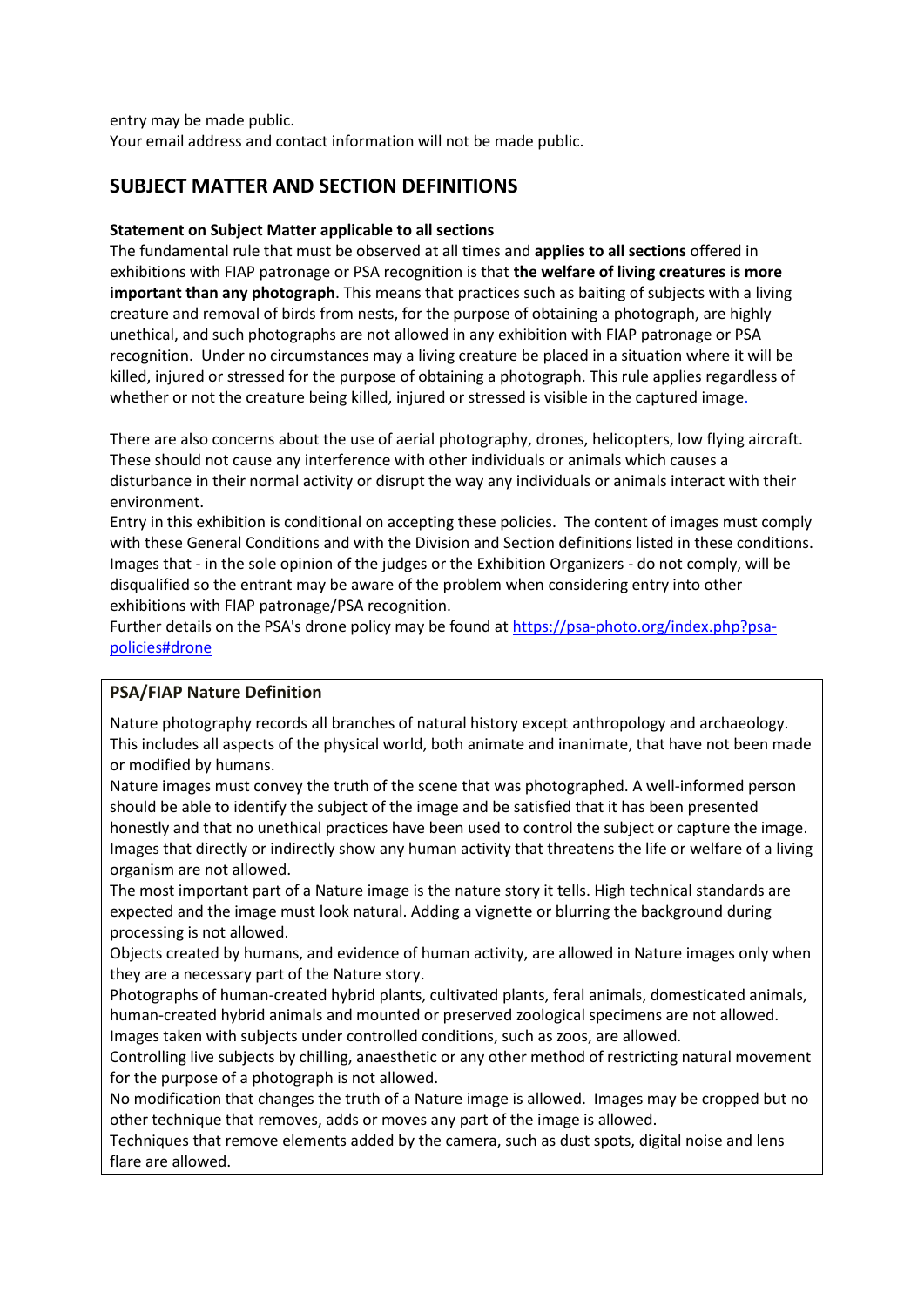entry may be made public.
Your email address and contact information will not be made public.

## SUBJECT MATTER AND SECTION DEFINITIONS

**Statement on Subject Matter applicable to all sections**

The fundamental rule that must be observed at all times and **applies to all sections** offered in exhibitions with FIAP patronage or PSA recognition is that **the welfare of living creatures is more important than any photograph**. This means that practices such as baiting of subjects with a living creature and removal of birds from nests, for the purpose of obtaining a photograph, are highly unethical, and such photographs are not allowed in any exhibition with FIAP patronage or PSA recognition. Under no circumstances may a living creature be placed in a situation where it will be killed, injured or stressed for the purpose of obtaining a photograph. This rule applies regardless of whether or not the creature being killed, injured or stressed is visible in the captured image.

There are also concerns about the use of aerial photography, drones, helicopters, low flying aircraft. These should not cause any interference with other individuals or animals which causes a disturbance in their normal activity or disrupt the way any individuals or animals interact with their environment.

Entry in this exhibition is conditional on accepting these policies. The content of images must comply with these General Conditions and with the Division and Section definitions listed in these conditions. Images that - in the sole opinion of the judges or the Exhibition Organizers - do not comply, will be disqualified so the entrant may be aware of the problem when considering entry into other exhibitions with FIAP patronage/PSA recognition.

Further details on the PSA's drone policy may be found at [https://psa-photo.org/index.php?psa-policies#drone](https://psa-photo.org/index.php?psa-policies#drone)

### PSA/FIAP Nature Definition

Nature photography records all branches of natural history except anthropology and archaeology. This includes all aspects of the physical world, both animate and inanimate, that have not been made or modified by humans.

Nature images must convey the truth of the scene that was photographed. A well-informed person should be able to identify the subject of the image and be satisfied that it has been presented honestly and that no unethical practices have been used to control the subject or capture the image. Images that directly or indirectly show any human activity that threatens the life or welfare of a living organism are not allowed.

The most important part of a Nature image is the nature story it tells. High technical standards are expected and the image must look natural. Adding a vignette or blurring the background during processing is not allowed.

Objects created by humans, and evidence of human activity, are allowed in Nature images only when they are a necessary part of the Nature story.

Photographs of human-created hybrid plants, cultivated plants, feral animals, domesticated animals, human-created hybrid animals and mounted or preserved zoological specimens are not allowed.

Images taken with subjects under controlled conditions, such as zoos, are allowed.

Controlling live subjects by chilling, anaesthetic or any other method of restricting natural movement for the purpose of a photograph is not allowed.

No modification that changes the truth of a Nature image is allowed. Images may be cropped but no other technique that removes, adds or moves any part of the image is allowed.

Techniques that remove elements added by the camera, such as dust spots, digital noise and lens flare are allowed.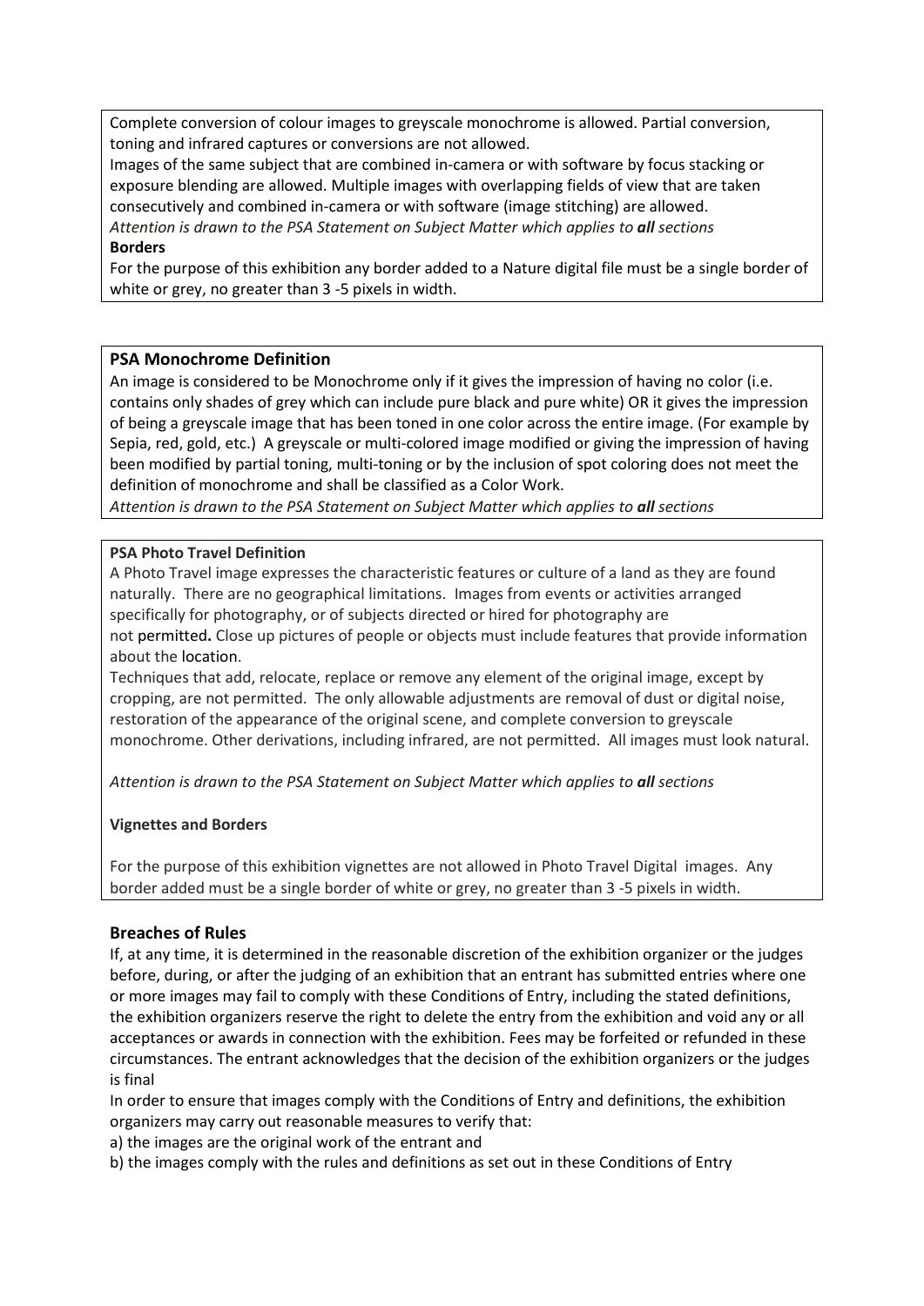Complete conversion of colour images to greyscale monochrome is allowed. Partial conversion, toning and infrared captures or conversions are not allowed.

Images of the same subject that are combined in-camera or with software by focus stacking or exposure blending are allowed. Multiple images with overlapping fields of view that are taken consecutively and combined in-camera or with software (image stitching) are allowed.

*Attention is drawn to the PSA Statement on Subject Matter which applies to **all** sections*

**Borders**

For the purpose of this exhibition any border added to a Nature digital file must be a single border of white or grey, no greater than 3 -5 pixels in width.

## PSA Monochrome Definition

An image is considered to be Monochrome only if it gives the impression of having no color (i.e. contains only shades of grey which can include pure black and pure white) OR it gives the impression of being a greyscale image that has been toned in one color across the entire image. (For example by Sepia, red, gold, etc.) A greyscale or multi-colored image modified or giving the impression of having been modified by partial toning, multi-toning or by the inclusion of spot coloring does not meet the definition of monochrome and shall be classified as a Color Work.

*Attention is drawn to the PSA Statement on Subject Matter which applies to **all** sections*

### PSA Photo Travel Definition

A Photo Travel image expresses the characteristic features or culture of a land as they are found naturally. There are no geographical limitations. Images from events or activities arranged specifically for photography, or of subjects directed or hired for photography are not permitted**.** Close up pictures of people or objects must include features that provide information about the location.

Techniques that add, relocate, replace or remove any element of the original image, except by cropping, are not permitted. The only allowable adjustments are removal of dust or digital noise, restoration of the appearance of the original scene, and complete conversion to greyscale monochrome. Other derivations, including infrared, are not permitted. All images must look natural.

*Attention is drawn to the PSA Statement on Subject Matter which applies to **all** sections*

**Vignettes and Borders**

For the purpose of this exhibition vignettes are not allowed in Photo Travel Digital images. Any border added must be a single border of white or grey, no greater than 3 -5 pixels in width.

## Breaches of Rules

If, at any time, it is determined in the reasonable discretion of the exhibition organizer or the judges before, during, or after the judging of an exhibition that an entrant has submitted entries where one or more images may fail to comply with these Conditions of Entry, including the stated definitions, the exhibition organizers reserve the right to delete the entry from the exhibition and void any or all acceptances or awards in connection with the exhibition. Fees may be forfeited or refunded in these circumstances. The entrant acknowledges that the decision of the exhibition organizers or the judges is final

In order to ensure that images comply with the Conditions of Entry and definitions, the exhibition organizers may carry out reasonable measures to verify that:

a) the images are the original work of the entrant and

b) the images comply with the rules and definitions as set out in these Conditions of Entry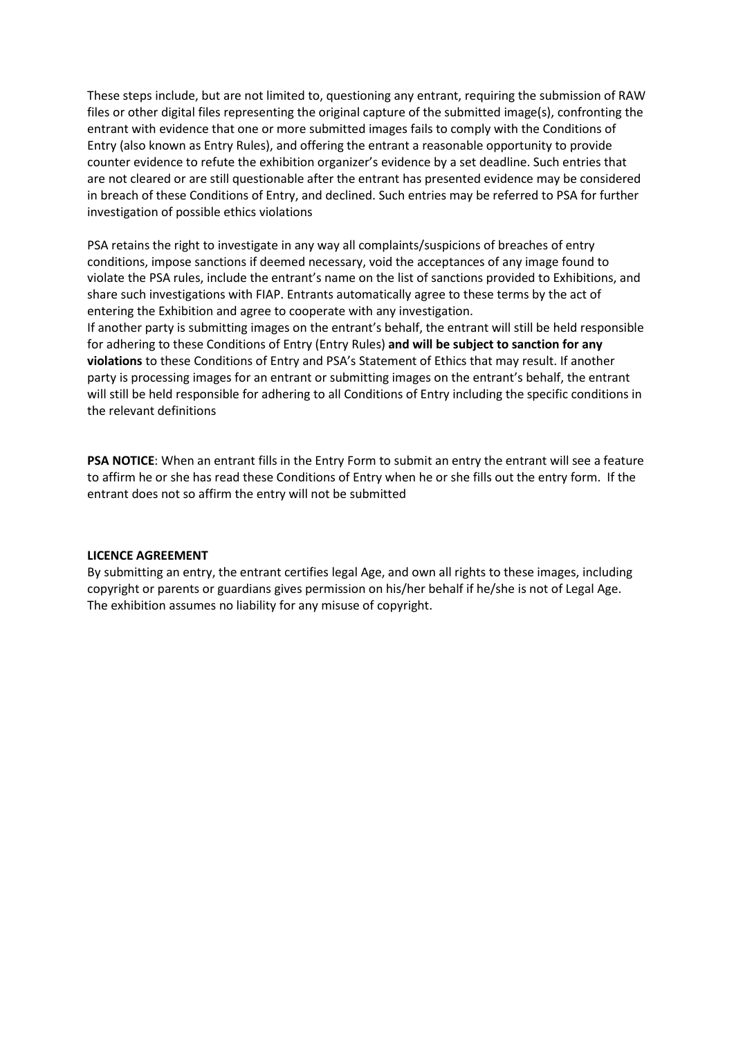These steps include, but are not limited to, questioning any entrant, requiring the submission of RAW files or other digital files representing the original capture of the submitted image(s), confronting the entrant with evidence that one or more submitted images fails to comply with the Conditions of Entry (also known as Entry Rules), and offering the entrant a reasonable opportunity to provide counter evidence to refute the exhibition organizer's evidence by a set deadline. Such entries that are not cleared or are still questionable after the entrant has presented evidence may be considered in breach of these Conditions of Entry, and declined. Such entries may be referred to PSA for further investigation of possible ethics violations

PSA retains the right to investigate in any way all complaints/suspicions of breaches of entry conditions, impose sanctions if deemed necessary, void the acceptances of any image found to violate the PSA rules, include the entrant's name on the list of sanctions provided to Exhibitions, and share such investigations with FIAP. Entrants automatically agree to these terms by the act of entering the Exhibition and agree to cooperate with any investigation.
If another party is submitting images on the entrant's behalf, the entrant will still be held responsible for adhering to these Conditions of Entry (Entry Rules) **and will be subject to sanction for any violations** to these Conditions of Entry and PSA's Statement of Ethics that may result. If another party is processing images for an entrant or submitting images on the entrant's behalf, the entrant will still be held responsible for adhering to all Conditions of Entry including the specific conditions in the relevant definitions

**PSA NOTICE**: When an entrant fills in the Entry Form to submit an entry the entrant will see a feature to affirm he or she has read these Conditions of Entry when he or she fills out the entry form. If the entrant does not so affirm the entry will not be submitted

**LICENCE AGREEMENT**
By submitting an entry, the entrant certifies legal Age, and own all rights to these images, including copyright or parents or guardians gives permission on his/her behalf if he/she is not of Legal Age. The exhibition assumes no liability for any misuse of copyright.